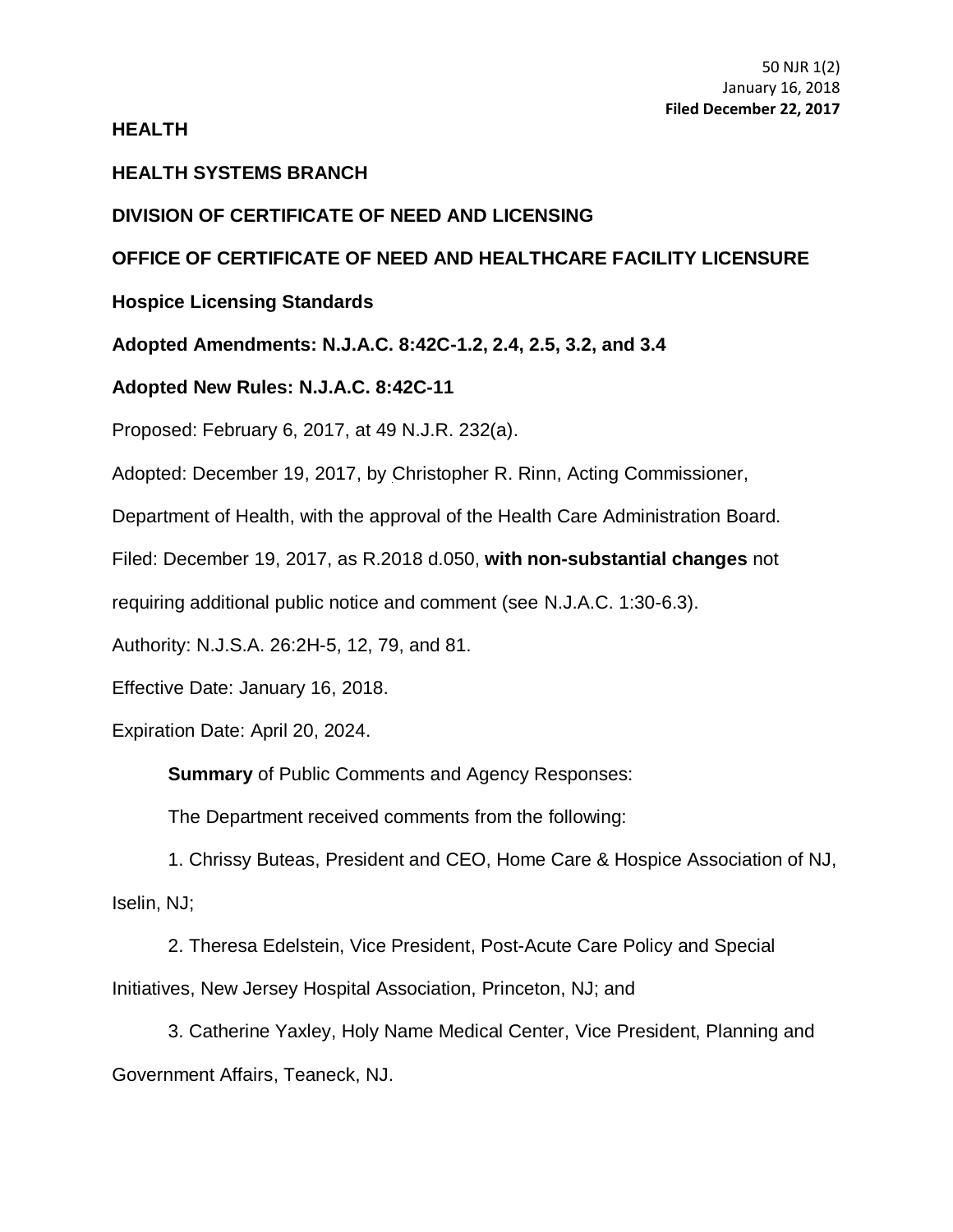50 NJR 1(2)
January 16, 2018
**Filed December 22, 2017**

**HEALTH**

**HEALTH SYSTEMS BRANCH**

**DIVISION OF CERTIFICATE OF NEED AND LICENSING**

**OFFICE OF CERTIFICATE OF NEED AND HEALTHCARE FACILITY LICENSURE**

**Hospice Licensing Standards**

**Adopted Amendments: N.J.A.C. 8:42C-1.2, 2.4, 2.5, 3.2, and 3.4**

**Adopted New Rules: N.J.A.C. 8:42C-11**

Proposed: February 6, 2017, at 49 N.J.R. 232(a).

Adopted: December 19, 2017, by Christopher R. Rinn, Acting Commissioner, Department of Health, with the approval of the Health Care Administration Board.

Filed: December 19, 2017, as R.2018 d.050, **with non-substantial changes** not requiring additional public notice and comment (see N.J.A.C. 1:30-6.3).

Authority: N.J.S.A. 26:2H-5, 12, 79, and 81.

Effective Date: January 16, 2018.

Expiration Date: April 20, 2024.

**Summary** of Public Comments and Agency Responses:

The Department received comments from the following:

1. Chrissy Buteas, President and CEO, Home Care & Hospice Association of NJ, Iselin, NJ;

2. Theresa Edelstein, Vice President, Post-Acute Care Policy and Special Initiatives, New Jersey Hospital Association, Princeton, NJ; and

3. Catherine Yaxley, Holy Name Medical Center, Vice President, Planning and Government Affairs, Teaneck, NJ.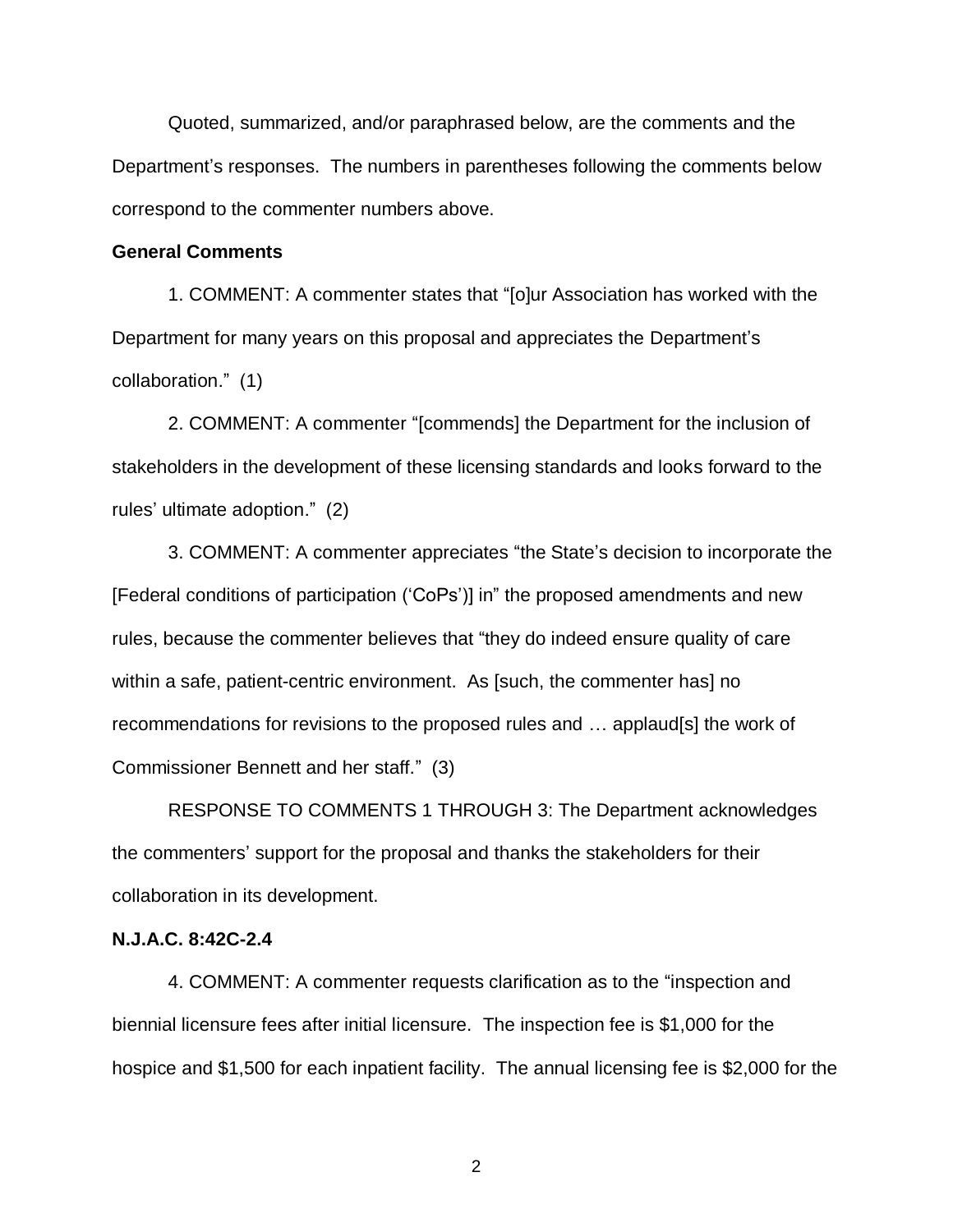Quoted, summarized, and/or paraphrased below, are the comments and the Department's responses. The numbers in parentheses following the comments below correspond to the commenter numbers above.

**General Comments**

1. COMMENT: A commenter states that "[o]ur Association has worked with the Department for many years on this proposal and appreciates the Department's collaboration." (1)

2. COMMENT: A commenter "[commends] the Department for the inclusion of stakeholders in the development of these licensing standards and looks forward to the rules' ultimate adoption." (2)

3. COMMENT: A commenter appreciates "the State's decision to incorporate the [Federal conditions of participation ('CoPs')] in" the proposed amendments and new rules, because the commenter believes that "they do indeed ensure quality of care within a safe, patient-centric environment. As [such, the commenter has] no recommendations for revisions to the proposed rules and … applaud[s] the work of Commissioner Bennett and her staff." (3)

RESPONSE TO COMMENTS 1 THROUGH 3: The Department acknowledges the commenters' support for the proposal and thanks the stakeholders for their collaboration in its development.

**N.J.A.C. 8:42C-2.4**

4. COMMENT: A commenter requests clarification as to the "inspection and biennial licensure fees after initial licensure. The inspection fee is $1,000 for the hospice and $1,500 for each inpatient facility. The annual licensing fee is $2,000 for the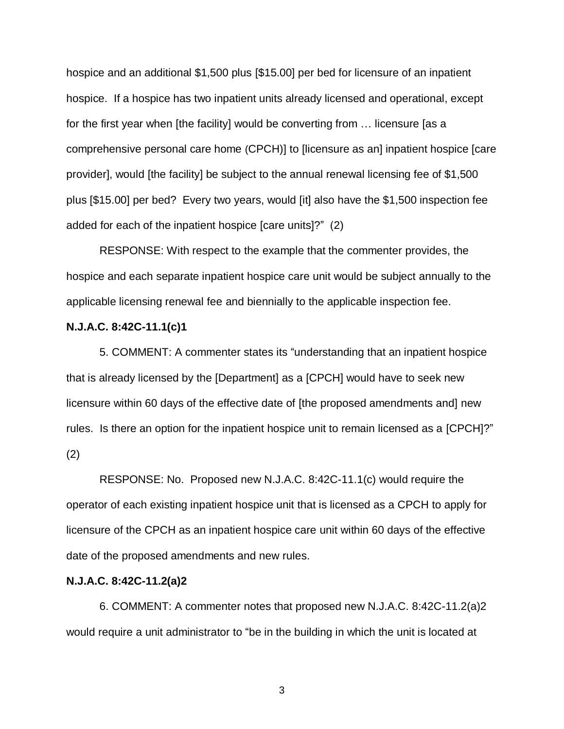hospice and an additional $1,500 plus [$15.00] per bed for licensure of an inpatient hospice. If a hospice has two inpatient units already licensed and operational, except for the first year when [the facility] would be converting from … licensure [as a comprehensive personal care home (CPCH)] to [licensure as an] inpatient hospice [care provider], would [the facility] be subject to the annual renewal licensing fee of $1,500 plus [$15.00] per bed? Every two years, would [it] also have the $1,500 inspection fee added for each of the inpatient hospice [care units]?" (2)

RESPONSE: With respect to the example that the commenter provides, the hospice and each separate inpatient hospice care unit would be subject annually to the applicable licensing renewal fee and biennially to the applicable inspection fee.

**N.J.A.C. 8:42C-11.1(c)1**

5. COMMENT: A commenter states its "understanding that an inpatient hospice that is already licensed by the [Department] as a [CPCH] would have to seek new licensure within 60 days of the effective date of [the proposed amendments and] new rules. Is there an option for the inpatient hospice unit to remain licensed as a [CPCH]?" (2)

RESPONSE: No. Proposed new N.J.A.C. 8:42C-11.1(c) would require the operator of each existing inpatient hospice unit that is licensed as a CPCH to apply for licensure of the CPCH as an inpatient hospice care unit within 60 days of the effective date of the proposed amendments and new rules.

**N.J.A.C. 8:42C-11.2(a)2**

6. COMMENT: A commenter notes that proposed new N.J.A.C. 8:42C-11.2(a)2 would require a unit administrator to "be in the building in which the unit is located at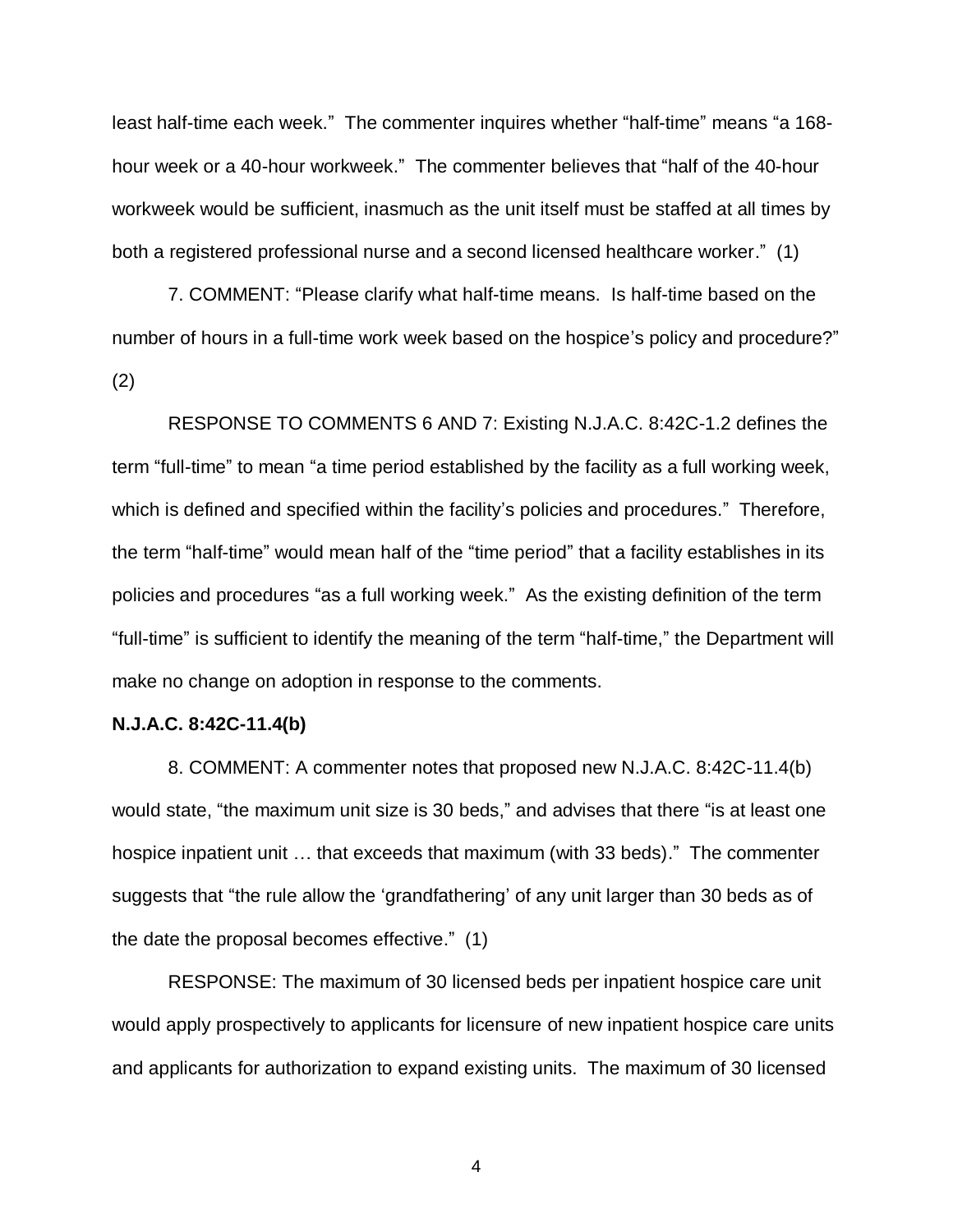least half-time each week." The commenter inquires whether "half-time" means "a 168-hour week or a 40-hour workweek." The commenter believes that "half of the 40-hour workweek would be sufficient, inasmuch as the unit itself must be staffed at all times by both a registered professional nurse and a second licensed healthcare worker." (1)

7. COMMENT: "Please clarify what half-time means. Is half-time based on the number of hours in a full-time work week based on the hospice's policy and procedure?" (2)

RESPONSE TO COMMENTS 6 AND 7: Existing N.J.A.C. 8:42C-1.2 defines the term "full-time" to mean "a time period established by the facility as a full working week, which is defined and specified within the facility's policies and procedures." Therefore, the term "half-time" would mean half of the "time period" that a facility establishes in its policies and procedures "as a full working week." As the existing definition of the term "full-time" is sufficient to identify the meaning of the term "half-time," the Department will make no change on adoption in response to the comments.

**N.J.A.C. 8:42C-11.4(b)**

8. COMMENT: A commenter notes that proposed new N.J.A.C. 8:42C-11.4(b) would state, "the maximum unit size is 30 beds," and advises that there "is at least one hospice inpatient unit … that exceeds that maximum (with 33 beds)." The commenter suggests that "the rule allow the 'grandfathering' of any unit larger than 30 beds as of the date the proposal becomes effective." (1)

RESPONSE: The maximum of 30 licensed beds per inpatient hospice care unit would apply prospectively to applicants for licensure of new inpatient hospice care units and applicants for authorization to expand existing units. The maximum of 30 licensed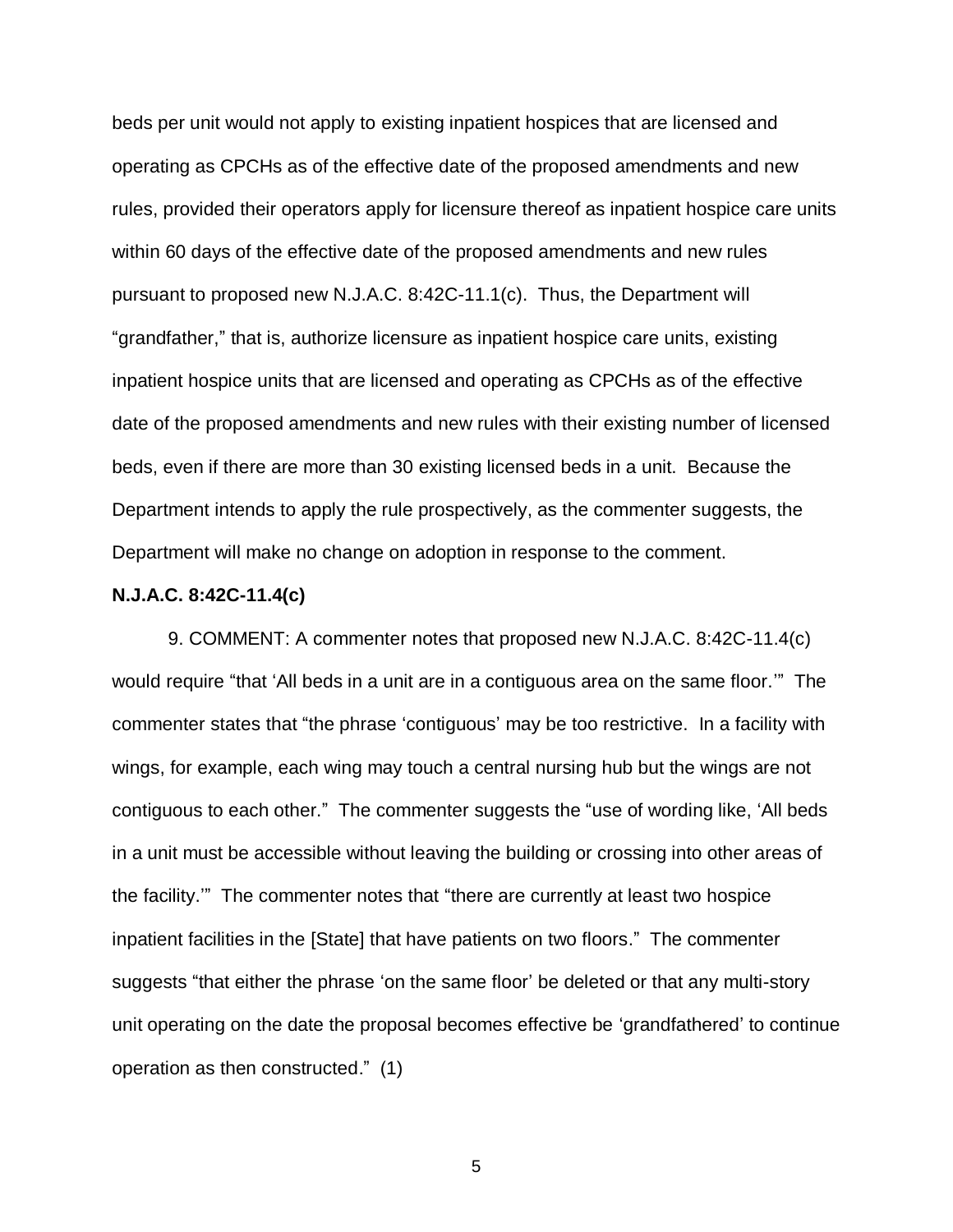beds per unit would not apply to existing inpatient hospices that are licensed and operating as CPCHs as of the effective date of the proposed amendments and new rules, provided their operators apply for licensure thereof as inpatient hospice care units within 60 days of the effective date of the proposed amendments and new rules pursuant to proposed new N.J.A.C. 8:42C-11.1(c). Thus, the Department will "grandfather," that is, authorize licensure as inpatient hospice care units, existing inpatient hospice units that are licensed and operating as CPCHs as of the effective date of the proposed amendments and new rules with their existing number of licensed beds, even if there are more than 30 existing licensed beds in a unit. Because the Department intends to apply the rule prospectively, as the commenter suggests, the Department will make no change on adoption in response to the comment.

**N.J.A.C. 8:42C-11.4(c)**

9. COMMENT: A commenter notes that proposed new N.J.A.C. 8:42C-11.4(c) would require "that 'All beds in a unit are in a contiguous area on the same floor.'" The commenter states that "the phrase 'contiguous' may be too restrictive. In a facility with wings, for example, each wing may touch a central nursing hub but the wings are not contiguous to each other." The commenter suggests the "use of wording like, 'All beds in a unit must be accessible without leaving the building or crossing into other areas of the facility.'" The commenter notes that "there are currently at least two hospice inpatient facilities in the [State] that have patients on two floors." The commenter suggests "that either the phrase 'on the same floor' be deleted or that any multi-story unit operating on the date the proposal becomes effective be 'grandfathered' to continue operation as then constructed." (1)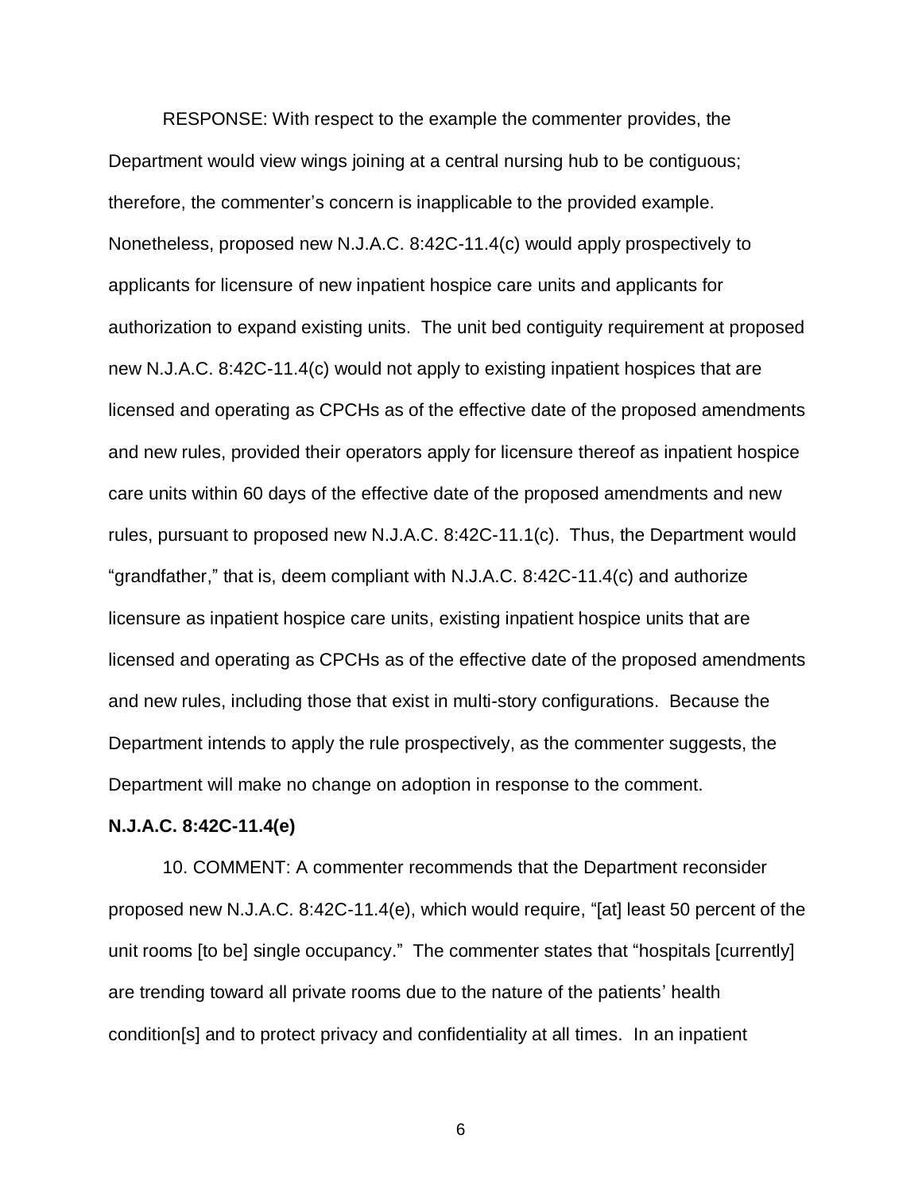RESPONSE: With respect to the example the commenter provides, the Department would view wings joining at a central nursing hub to be contiguous; therefore, the commenter's concern is inapplicable to the provided example. Nonetheless, proposed new N.J.A.C. 8:42C-11.4(c) would apply prospectively to applicants for licensure of new inpatient hospice care units and applicants for authorization to expand existing units. The unit bed contiguity requirement at proposed new N.J.A.C. 8:42C-11.4(c) would not apply to existing inpatient hospices that are licensed and operating as CPCHs as of the effective date of the proposed amendments and new rules, provided their operators apply for licensure thereof as inpatient hospice care units within 60 days of the effective date of the proposed amendments and new rules, pursuant to proposed new N.J.A.C. 8:42C-11.1(c). Thus, the Department would "grandfather," that is, deem compliant with N.J.A.C. 8:42C-11.4(c) and authorize licensure as inpatient hospice care units, existing inpatient hospice units that are licensed and operating as CPCHs as of the effective date of the proposed amendments and new rules, including those that exist in multi-story configurations. Because the Department intends to apply the rule prospectively, as the commenter suggests, the Department will make no change on adoption in response to the comment.

**N.J.A.C. 8:42C-11.4(e)**

10. COMMENT: A commenter recommends that the Department reconsider proposed new N.J.A.C. 8:42C-11.4(e), which would require, "[at] least 50 percent of the unit rooms [to be] single occupancy." The commenter states that "hospitals [currently] are trending toward all private rooms due to the nature of the patients' health condition[s] and to protect privacy and confidentiality at all times. In an inpatient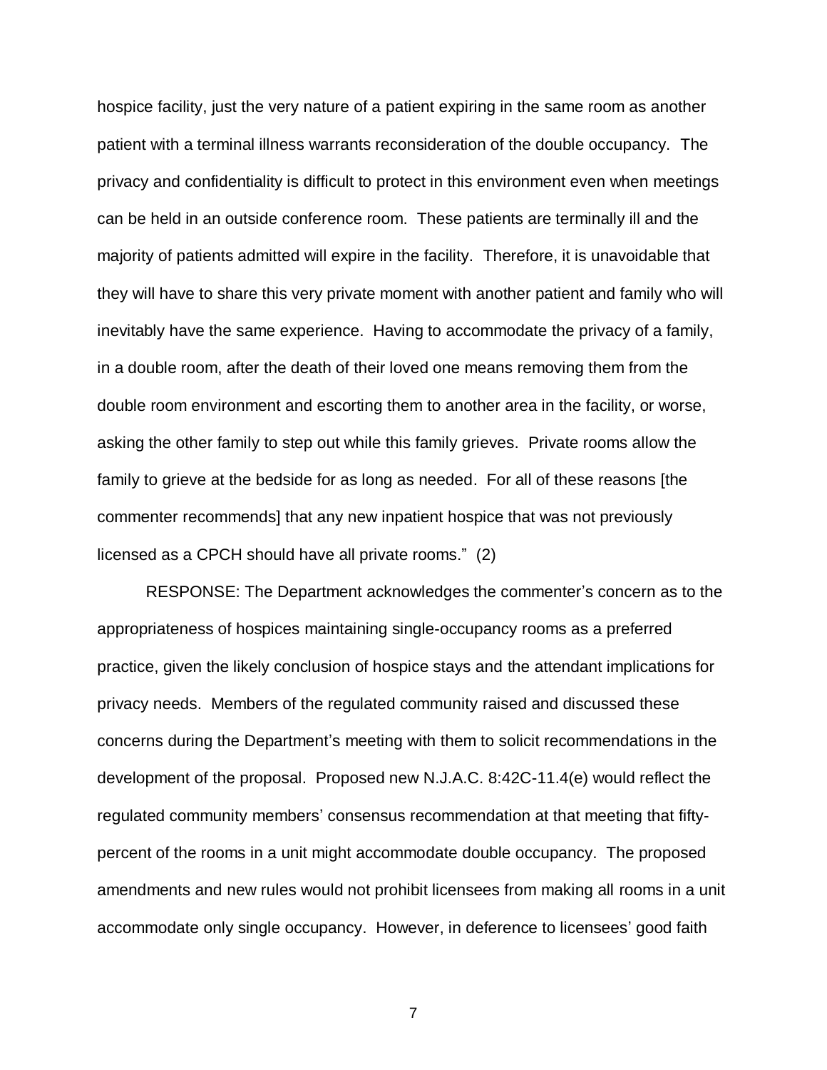hospice facility, just the very nature of a patient expiring in the same room as another patient with a terminal illness warrants reconsideration of the double occupancy. The privacy and confidentiality is difficult to protect in this environment even when meetings can be held in an outside conference room. These patients are terminally ill and the majority of patients admitted will expire in the facility. Therefore, it is unavoidable that they will have to share this very private moment with another patient and family who will inevitably have the same experience. Having to accommodate the privacy of a family, in a double room, after the death of their loved one means removing them from the double room environment and escorting them to another area in the facility, or worse, asking the other family to step out while this family grieves. Private rooms allow the family to grieve at the bedside for as long as needed. For all of these reasons [the commenter recommends] that any new inpatient hospice that was not previously licensed as a CPCH should have all private rooms." (2)

RESPONSE: The Department acknowledges the commenter's concern as to the appropriateness of hospices maintaining single-occupancy rooms as a preferred practice, given the likely conclusion of hospice stays and the attendant implications for privacy needs. Members of the regulated community raised and discussed these concerns during the Department's meeting with them to solicit recommendations in the development of the proposal. Proposed new N.J.A.C. 8:42C-11.4(e) would reflect the regulated community members' consensus recommendation at that meeting that fifty-percent of the rooms in a unit might accommodate double occupancy. The proposed amendments and new rules would not prohibit licensees from making all rooms in a unit accommodate only single occupancy. However, in deference to licensees' good faith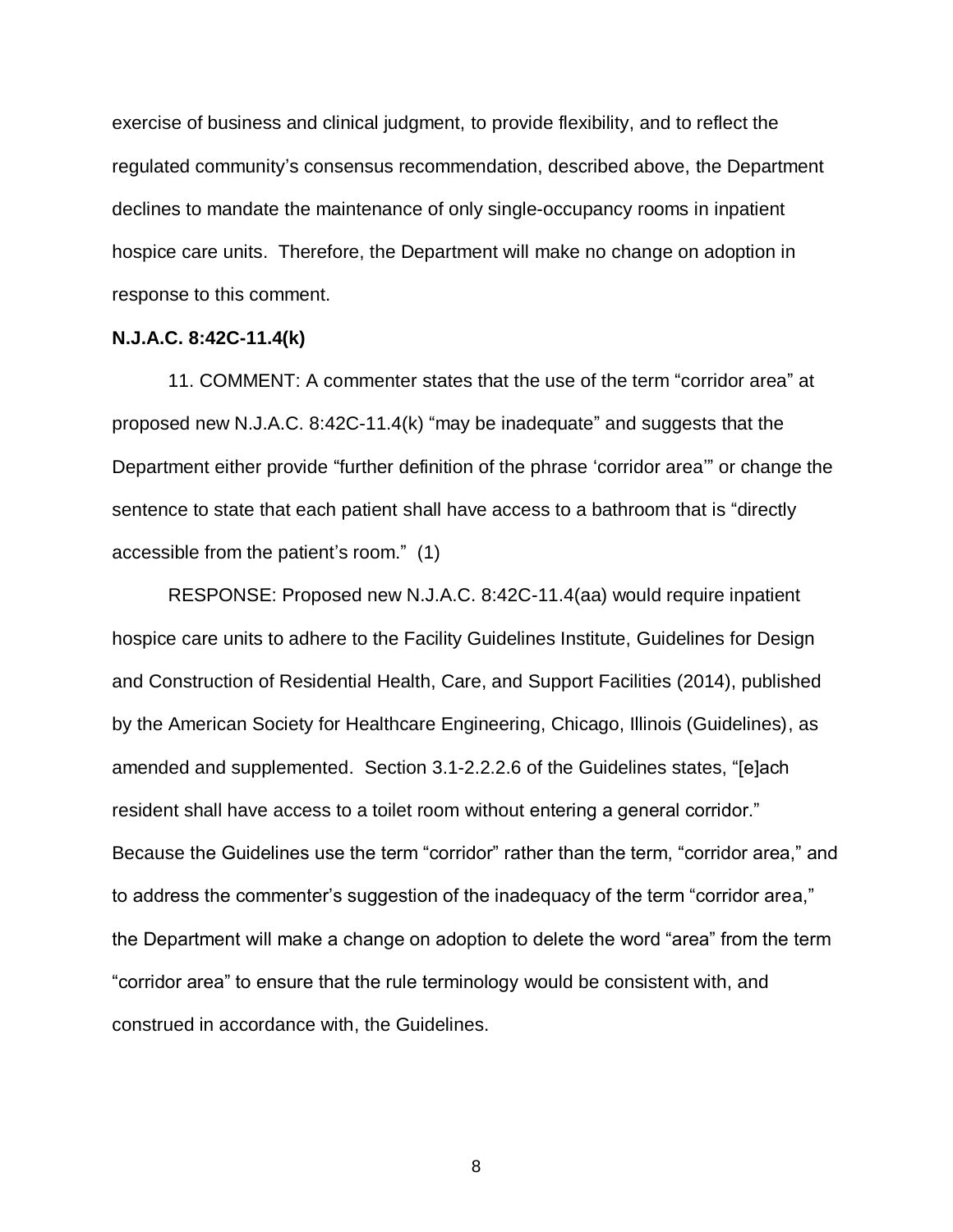exercise of business and clinical judgment, to provide flexibility, and to reflect the regulated community's consensus recommendation, described above, the Department declines to mandate the maintenance of only single-occupancy rooms in inpatient hospice care units. Therefore, the Department will make no change on adoption in response to this comment.

**N.J.A.C. 8:42C-11.4(k)**

11. COMMENT: A commenter states that the use of the term "corridor area" at proposed new N.J.A.C. 8:42C-11.4(k) "may be inadequate" and suggests that the Department either provide "further definition of the phrase 'corridor area'" or change the sentence to state that each patient shall have access to a bathroom that is "directly accessible from the patient's room." (1)

RESPONSE: Proposed new N.J.A.C. 8:42C-11.4(aa) would require inpatient hospice care units to adhere to the Facility Guidelines Institute, Guidelines for Design and Construction of Residential Health, Care, and Support Facilities (2014), published by the American Society for Healthcare Engineering, Chicago, Illinois (Guidelines), as amended and supplemented. Section 3.1-2.2.2.6 of the Guidelines states, "[e]ach resident shall have access to a toilet room without entering a general corridor." Because the Guidelines use the term "corridor" rather than the term, "corridor area," and to address the commenter's suggestion of the inadequacy of the term "corridor area," the Department will make a change on adoption to delete the word "area" from the term "corridor area" to ensure that the rule terminology would be consistent with, and construed in accordance with, the Guidelines.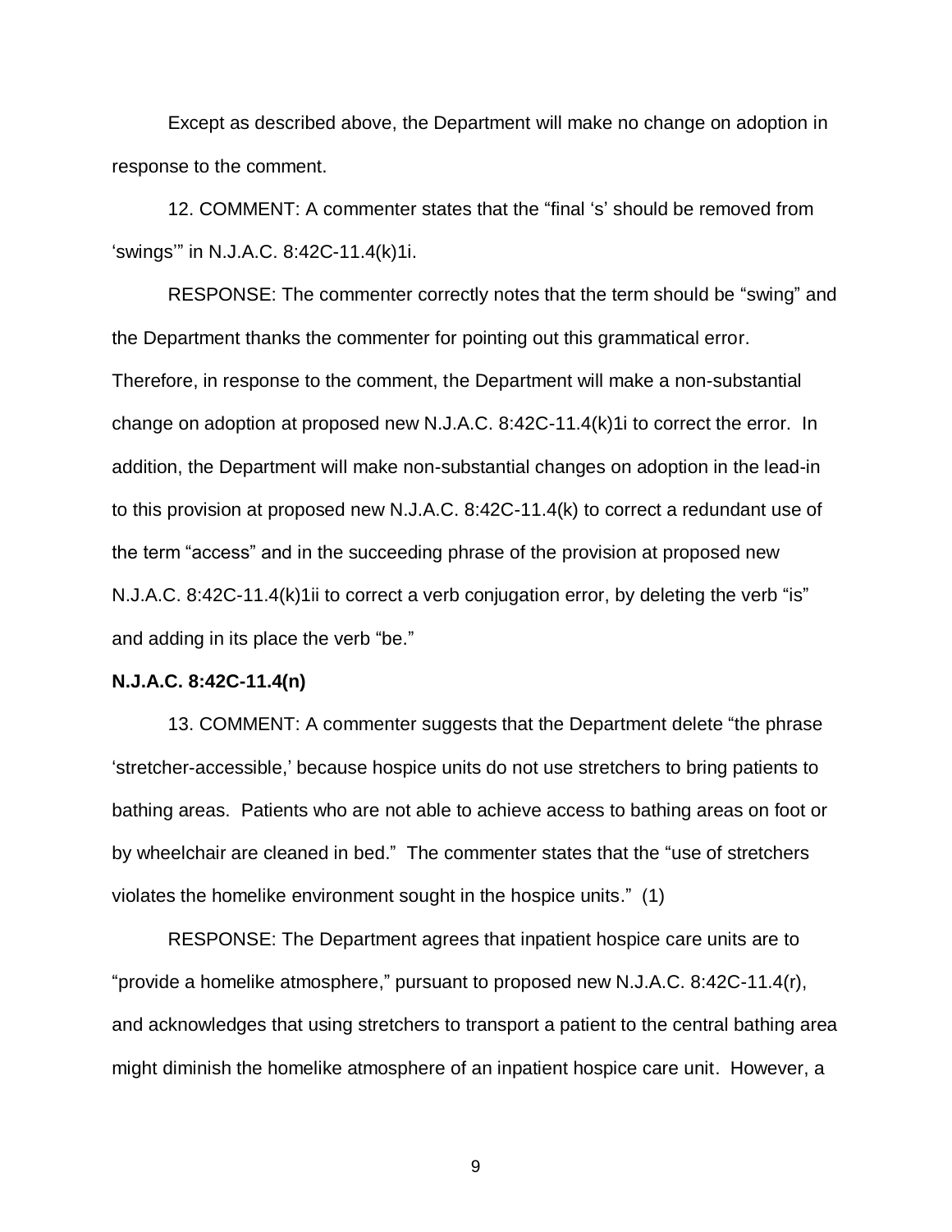Except as described above, the Department will make no change on adoption in response to the comment.

12. COMMENT: A commenter states that the "final 's' should be removed from 'swings'" in N.J.A.C. 8:42C-11.4(k)1i.

RESPONSE: The commenter correctly notes that the term should be "swing" and the Department thanks the commenter for pointing out this grammatical error. Therefore, in response to the comment, the Department will make a non-substantial change on adoption at proposed new N.J.A.C. 8:42C-11.4(k)1i to correct the error. In addition, the Department will make non-substantial changes on adoption in the lead-in to this provision at proposed new N.J.A.C. 8:42C-11.4(k) to correct a redundant use of the term "access" and in the succeeding phrase of the provision at proposed new N.J.A.C. 8:42C-11.4(k)1ii to correct a verb conjugation error, by deleting the verb "is" and adding in its place the verb "be."

**N.J.A.C. 8:42C-11.4(n)**

13. COMMENT: A commenter suggests that the Department delete "the phrase 'stretcher-accessible,' because hospice units do not use stretchers to bring patients to bathing areas. Patients who are not able to achieve access to bathing areas on foot or by wheelchair are cleaned in bed." The commenter states that the "use of stretchers violates the homelike environment sought in the hospice units." (1)

RESPONSE: The Department agrees that inpatient hospice care units are to "provide a homelike atmosphere," pursuant to proposed new N.J.A.C. 8:42C-11.4(r), and acknowledges that using stretchers to transport a patient to the central bathing area might diminish the homelike atmosphere of an inpatient hospice care unit. However, a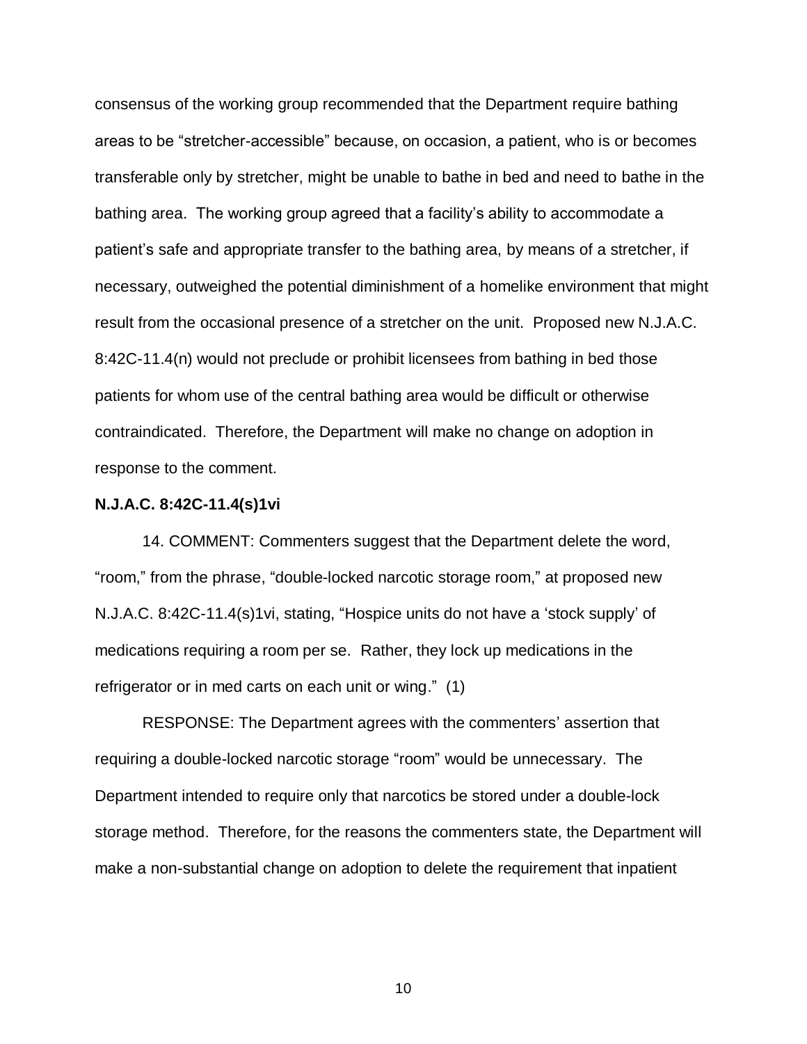consensus of the working group recommended that the Department require bathing areas to be "stretcher-accessible" because, on occasion, a patient, who is or becomes transferable only by stretcher, might be unable to bathe in bed and need to bathe in the bathing area. The working group agreed that a facility's ability to accommodate a patient's safe and appropriate transfer to the bathing area, by means of a stretcher, if necessary, outweighed the potential diminishment of a homelike environment that might result from the occasional presence of a stretcher on the unit. Proposed new N.J.A.C. 8:42C-11.4(n) would not preclude or prohibit licensees from bathing in bed those patients for whom use of the central bathing area would be difficult or otherwise contraindicated. Therefore, the Department will make no change on adoption in response to the comment.

**N.J.A.C. 8:42C-11.4(s)1vi**

14. COMMENT: Commenters suggest that the Department delete the word, "room," from the phrase, "double-locked narcotic storage room," at proposed new N.J.A.C. 8:42C-11.4(s)1vi, stating, "Hospice units do not have a 'stock supply' of medications requiring a room per se. Rather, they lock up medications in the refrigerator or in med carts on each unit or wing." (1)

RESPONSE: The Department agrees with the commenters' assertion that requiring a double-locked narcotic storage "room" would be unnecessary. The Department intended to require only that narcotics be stored under a double-lock storage method. Therefore, for the reasons the commenters state, the Department will make a non-substantial change on adoption to delete the requirement that inpatient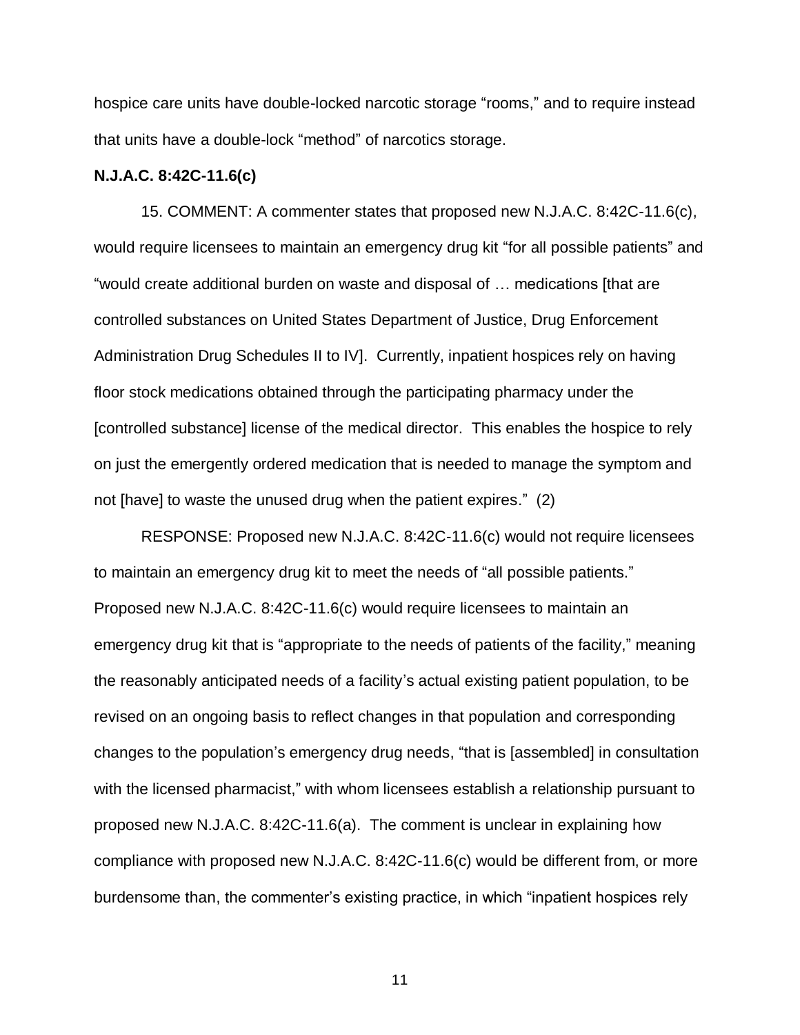hospice care units have double-locked narcotic storage "rooms," and to require instead that units have a double-lock "method" of narcotics storage.

**N.J.A.C. 8:42C-11.6(c)**

15. COMMENT: A commenter states that proposed new N.J.A.C. 8:42C-11.6(c), would require licensees to maintain an emergency drug kit "for all possible patients" and "would create additional burden on waste and disposal of … medications [that are controlled substances on United States Department of Justice, Drug Enforcement Administration Drug Schedules II to IV]. Currently, inpatient hospices rely on having floor stock medications obtained through the participating pharmacy under the [controlled substance] license of the medical director. This enables the hospice to rely on just the emergently ordered medication that is needed to manage the symptom and not [have] to waste the unused drug when the patient expires." (2)

RESPONSE: Proposed new N.J.A.C. 8:42C-11.6(c) would not require licensees to maintain an emergency drug kit to meet the needs of "all possible patients." Proposed new N.J.A.C. 8:42C-11.6(c) would require licensees to maintain an emergency drug kit that is "appropriate to the needs of patients of the facility," meaning the reasonably anticipated needs of a facility's actual existing patient population, to be revised on an ongoing basis to reflect changes in that population and corresponding changes to the population's emergency drug needs, "that is [assembled] in consultation with the licensed pharmacist," with whom licensees establish a relationship pursuant to proposed new N.J.A.C. 8:42C-11.6(a). The comment is unclear in explaining how compliance with proposed new N.J.A.C. 8:42C-11.6(c) would be different from, or more burdensome than, the commenter's existing practice, in which "inpatient hospices rely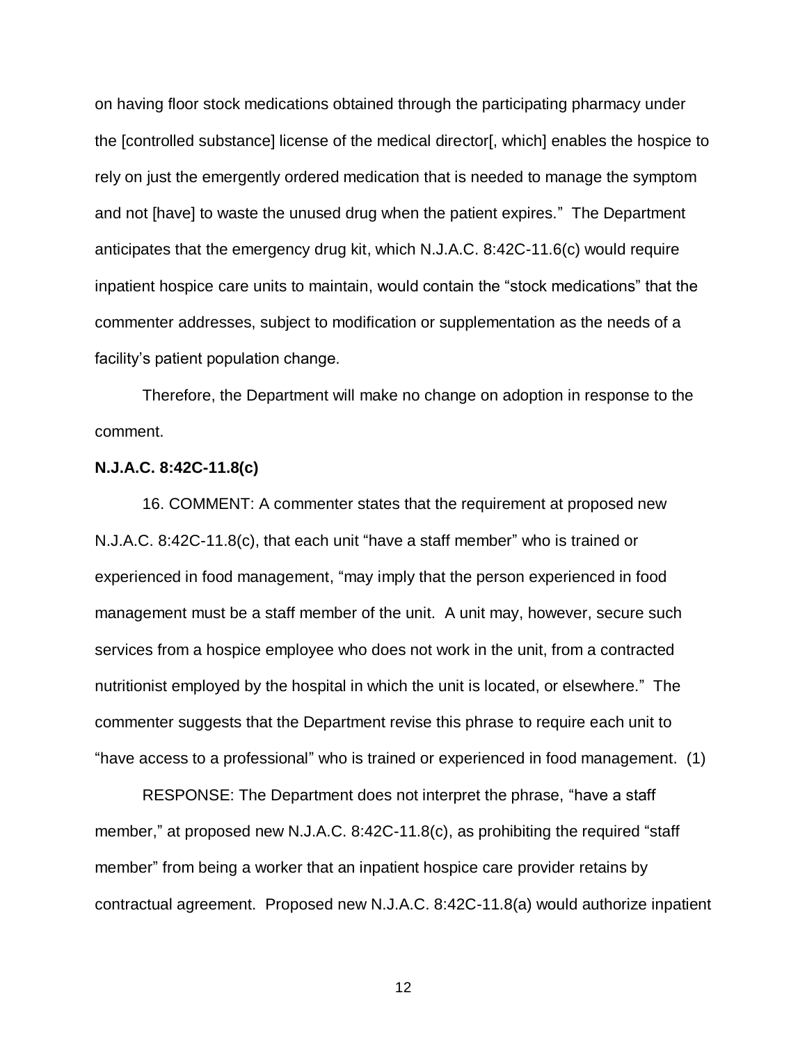on having floor stock medications obtained through the participating pharmacy under the [controlled substance] license of the medical director[, which] enables the hospice to rely on just the emergently ordered medication that is needed to manage the symptom and not [have] to waste the unused drug when the patient expires." The Department anticipates that the emergency drug kit, which N.J.A.C. 8:42C-11.6(c) would require inpatient hospice care units to maintain, would contain the "stock medications" that the commenter addresses, subject to modification or supplementation as the needs of a facility's patient population change.

Therefore, the Department will make no change on adoption in response to the comment.

**N.J.A.C. 8:42C-11.8(c)**

16. COMMENT: A commenter states that the requirement at proposed new N.J.A.C. 8:42C-11.8(c), that each unit "have a staff member" who is trained or experienced in food management, "may imply that the person experienced in food management must be a staff member of the unit. A unit may, however, secure such services from a hospice employee who does not work in the unit, from a contracted nutritionist employed by the hospital in which the unit is located, or elsewhere." The commenter suggests that the Department revise this phrase to require each unit to "have access to a professional" who is trained or experienced in food management. (1)

RESPONSE: The Department does not interpret the phrase, "have a staff member," at proposed new N.J.A.C. 8:42C-11.8(c), as prohibiting the required "staff member" from being a worker that an inpatient hospice care provider retains by contractual agreement. Proposed new N.J.A.C. 8:42C-11.8(a) would authorize inpatient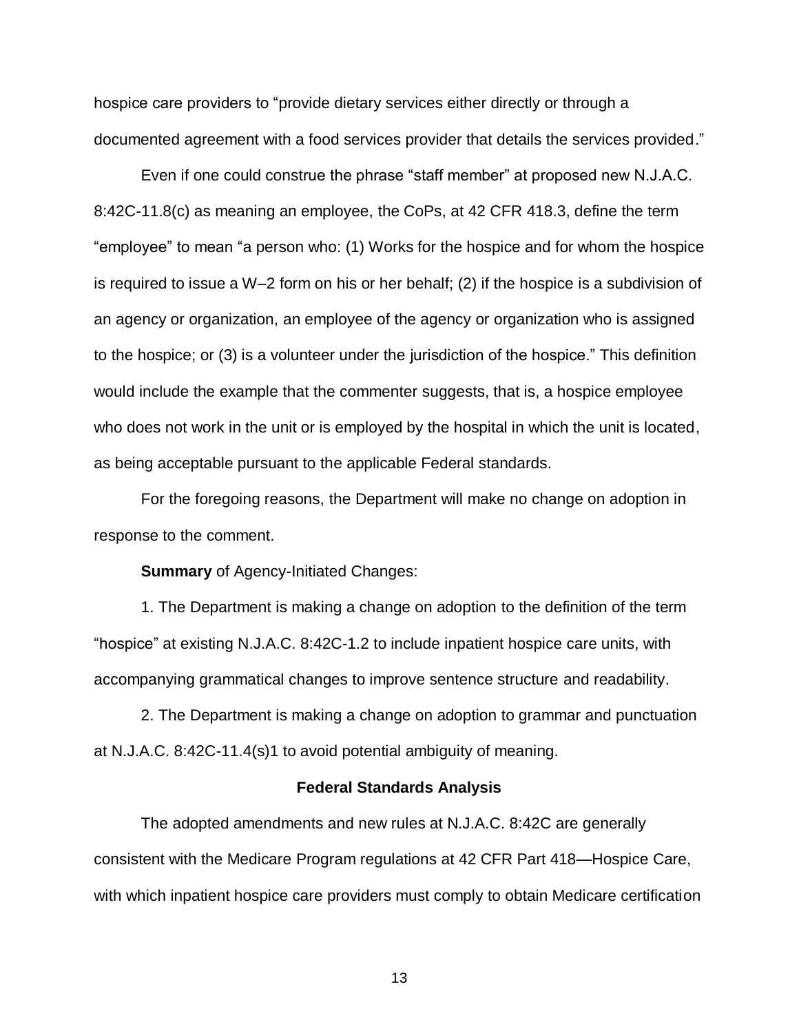hospice care providers to "provide dietary services either directly or through a documented agreement with a food services provider that details the services provided."

Even if one could construe the phrase "staff member" at proposed new N.J.A.C. 8:42C-11.8(c) as meaning an employee, the CoPs, at 42 CFR 418.3, define the term "employee" to mean "a person who: (1) Works for the hospice and for whom the hospice is required to issue a W–2 form on his or her behalf; (2) if the hospice is a subdivision of an agency or organization, an employee of the agency or organization who is assigned to the hospice; or (3) is a volunteer under the jurisdiction of the hospice." This definition would include the example that the commenter suggests, that is, a hospice employee who does not work in the unit or is employed by the hospital in which the unit is located, as being acceptable pursuant to the applicable Federal standards.

For the foregoing reasons, the Department will make no change on adoption in response to the comment.

**Summary** of Agency-Initiated Changes:

1. The Department is making a change on adoption to the definition of the term "hospice" at existing N.J.A.C. 8:42C-1.2 to include inpatient hospice care units, with accompanying grammatical changes to improve sentence structure and readability.

2. The Department is making a change on adoption to grammar and punctuation at N.J.A.C. 8:42C-11.4(s)1 to avoid potential ambiguity of meaning.

**Federal Standards Analysis**

The adopted amendments and new rules at N.J.A.C. 8:42C are generally consistent with the Medicare Program regulations at 42 CFR Part 418—Hospice Care, with which inpatient hospice care providers must comply to obtain Medicare certification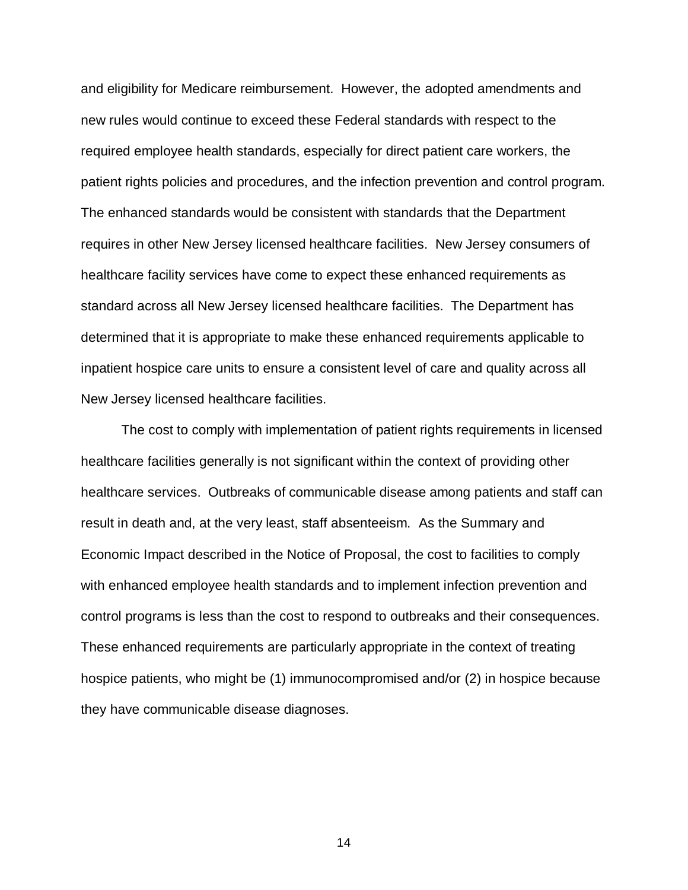and eligibility for Medicare reimbursement. However, the adopted amendments and new rules would continue to exceed these Federal standards with respect to the required employee health standards, especially for direct patient care workers, the patient rights policies and procedures, and the infection prevention and control program. The enhanced standards would be consistent with standards that the Department requires in other New Jersey licensed healthcare facilities. New Jersey consumers of healthcare facility services have come to expect these enhanced requirements as standard across all New Jersey licensed healthcare facilities. The Department has determined that it is appropriate to make these enhanced requirements applicable to inpatient hospice care units to ensure a consistent level of care and quality across all New Jersey licensed healthcare facilities.

The cost to comply with implementation of patient rights requirements in licensed healthcare facilities generally is not significant within the context of providing other healthcare services. Outbreaks of communicable disease among patients and staff can result in death and, at the very least, staff absenteeism. As the Summary and Economic Impact described in the Notice of Proposal, the cost to facilities to comply with enhanced employee health standards and to implement infection prevention and control programs is less than the cost to respond to outbreaks and their consequences. These enhanced requirements are particularly appropriate in the context of treating hospice patients, who might be (1) immunocompromised and/or (2) in hospice because they have communicable disease diagnoses.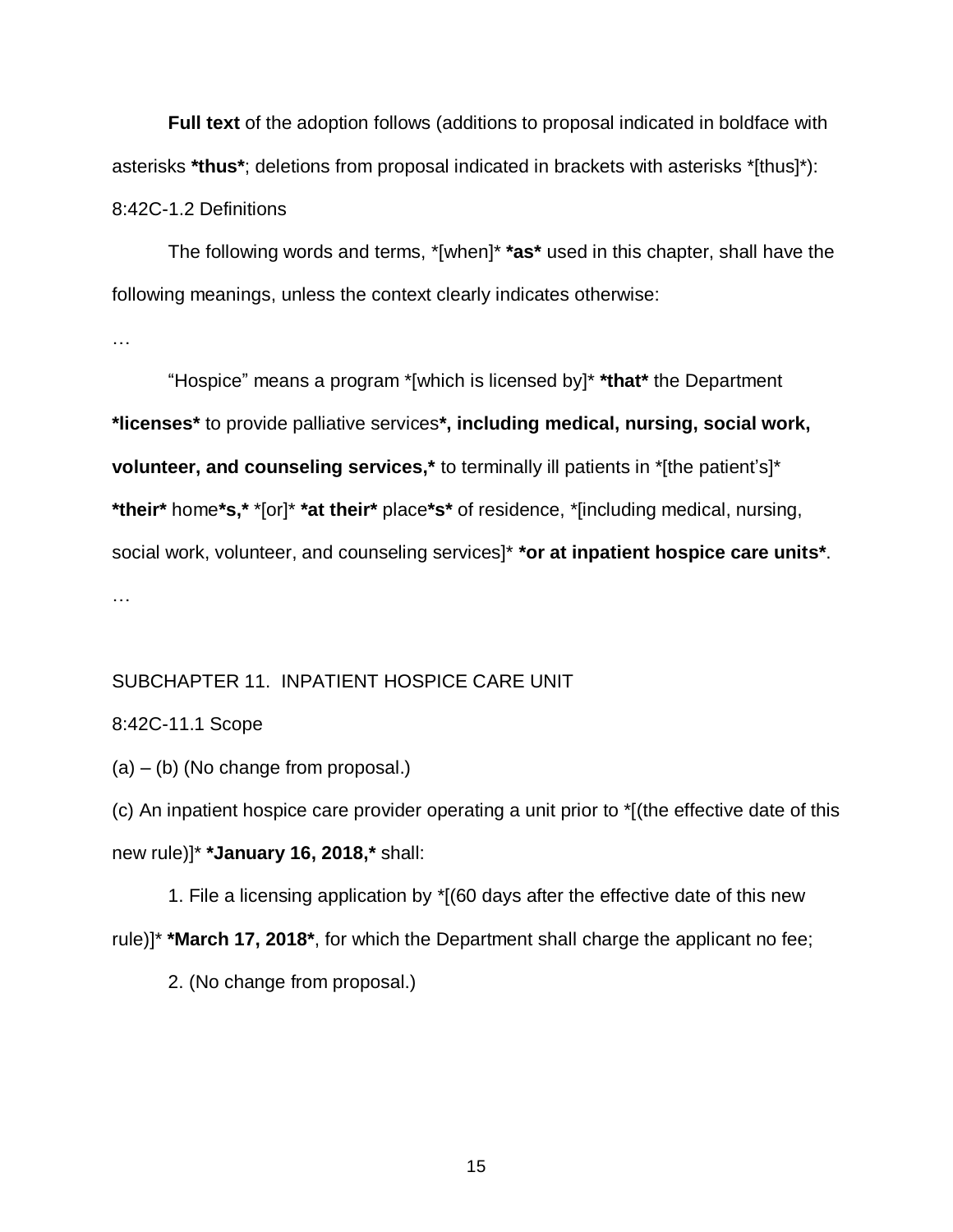**Full text** of the adoption follows (additions to proposal indicated in boldface with asterisks ***thus***; deletions from proposal indicated in brackets with asterisks *[thus]*):

8:42C-1.2 Definitions

The following words and terms, *[when]* ***as*** used in this chapter, shall have the following meanings, unless the context clearly indicates otherwise:

…

"Hospice" means a program *[which is licensed by]* ***that*** the Department ***licenses*** to provide palliative services***, including medical, nursing, social work, volunteer, and counseling services,*** to terminally ill patients in *[the patient's]* ***their*** home***s,*** *[or]* ***at their*** place***s*** of residence, *[including medical, nursing, social work, volunteer, and counseling services]* ***or at inpatient hospice care units***.

…

SUBCHAPTER 11. INPATIENT HOSPICE CARE UNIT

8:42C-11.1 Scope

(a) – (b) (No change from proposal.)

(c) An inpatient hospice care provider operating a unit prior to *[(the effective date of this new rule)]* ***January 16, 2018,*** shall:

1. File a licensing application by *[(60 days after the effective date of this new rule)]* ***March 17, 2018***, for which the Department shall charge the applicant no fee;

2. (No change from proposal.)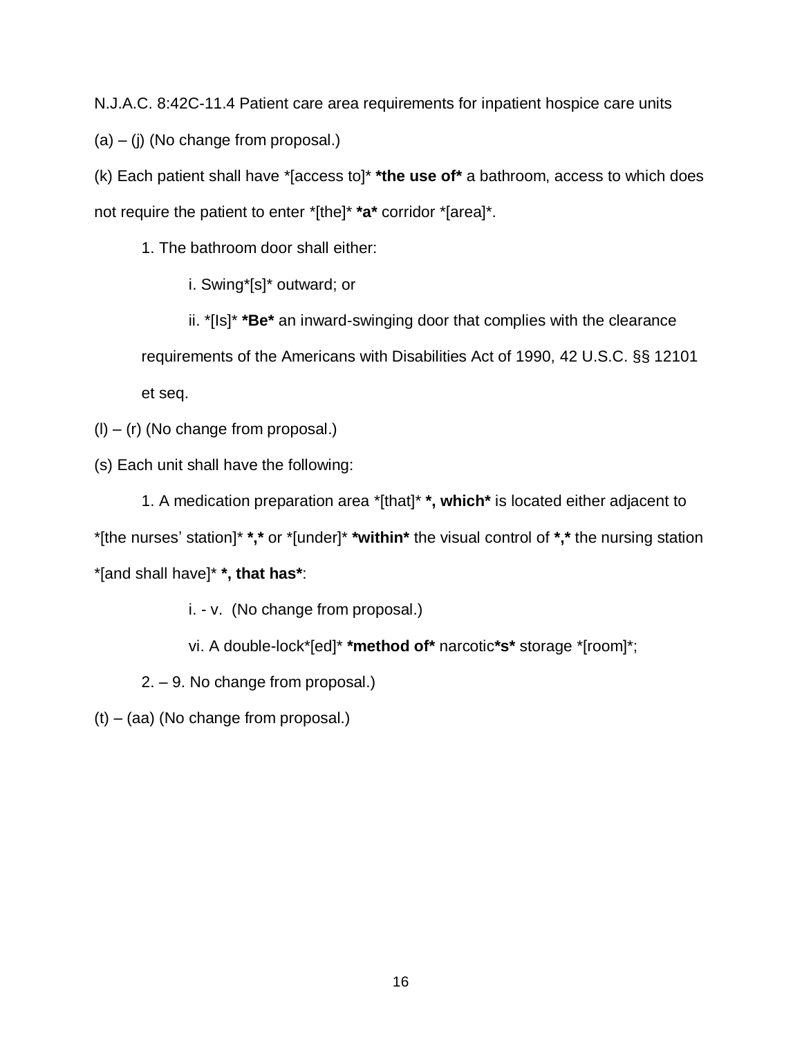N.J.A.C. 8:42C-11.4 Patient care area requirements for inpatient hospice care units

(a) – (j) (No change from proposal.)

(k) Each patient shall have *[access to]* ***the use of*** a bathroom, access to which does not require the patient to enter *[the]* ***a*** corridor *[area]*.

1. The bathroom door shall either:

i. Swing*[s]* outward; or

ii. *[Is]* ***Be*** an inward-swinging door that complies with the clearance requirements of the Americans with Disabilities Act of 1990, 42 U.S.C. §§ 12101 et seq.

(l) – (r) (No change from proposal.)

(s) Each unit shall have the following:

1. A medication preparation area *[that]* ***, which*** is located either adjacent to *[the nurses' station]* ***,*** or *[under]* ***within*** the visual control of ***,*** the nursing station *[and shall have]* ***, that has***:

i. - v. (No change from proposal.)

vi. A double-lock*[ed]* ***method of*** narcotic***s*** storage *[room]*;

2. – 9. No change from proposal.)

(t) – (aa) (No change from proposal.)